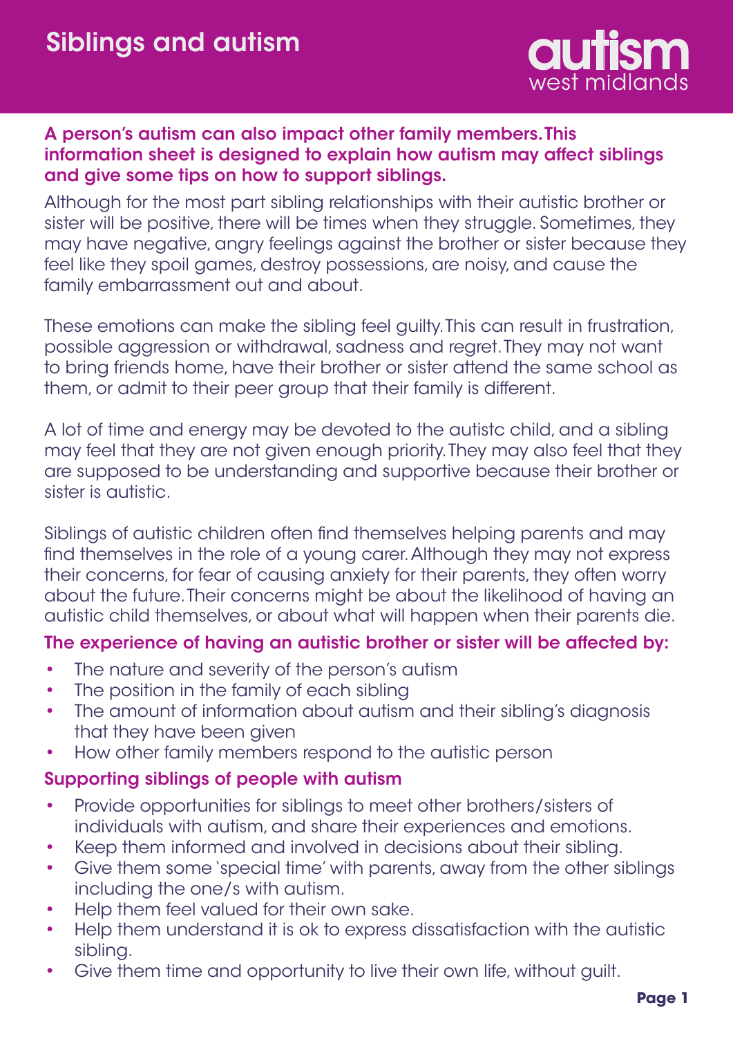# Siblings and autism

autism west midlands

**A person's autism can also impact other family members. This information sheet is designed to explain how autism may affect siblings and give some tips on how to support siblings.**

Although for the most part sibling relationships with their autistic brother or sister will be positive, there will be times when they struggle. Sometimes, they may have negative, angry feelings against the brother or sister because they feel like they spoil games, destroy possessions, are noisy, and cause the family embarrassment out and about.

These emotions can make the sibling feel guilty. This can result in frustration, possible aggression or withdrawal, sadness and regret. They may not want to bring friends home, have their brother or sister attend the same school as them, or admit to their peer group that their family is different.

A lot of time and energy may be devoted to the autistc child, and a sibling may feel that they are not given enough priority. They may also feel that they are supposed to be understanding and supportive because their brother or sister is autistic.

Siblings of autistic children often find themselves helping parents and may find themselves in the role of a young carer. Although they may not express their concerns, for fear of causing anxiety for their parents, they often worry about the future. Their concerns might be about the likelihood of having an autistic child themselves, or about what will happen when their parents die.

### The experience of having an autistic brother or sister will be affected by:

- The nature and severity of the person's autism
- The position in the family of each sibling
- The amount of information about autism and their sibling's diagnosis that they have been given
- How other family members respond to the autistic person

### Supporting siblings of people with autism

- Provide opportunities for siblings to meet other brothers/sisters of individuals with autism, and share their experiences and emotions.
- Keep them informed and involved in decisions about their sibling.
- Give them some 'special time' with parents, away from the other siblings including the one/s with autism.
- Help them feel valued for their own sake.
- Help them understand it is ok to express dissatisfaction with the autistic sibling.
- Give them time and opportunity to live their own life, without guilt.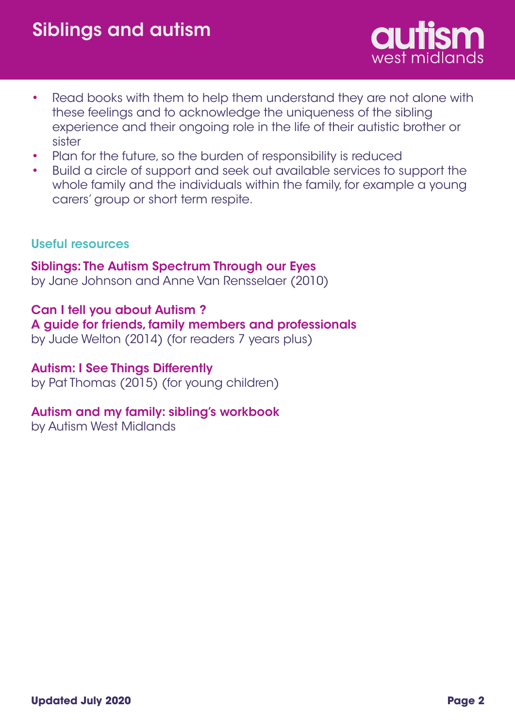- Read books with them to help them understand they are not alone with these feelings and to acknowledge the uniqueness of the sibling experience and their ongoing role in the life of their autistic brother or sister
- Plan for the future, so the burden of responsibility is reduced
- Build a circle of support and seek out available services to support the whole family and the individuals within the family, for example a young carers' group or short term respite.

## Useful resources

**Siblings: The Autism Spectrum Through our Eyes**
by Jane Johnson and Anne Van Rensselaer (2010)

**Can I tell you about Autism ?**
**A guide for friends, family members and professionals**
by Jude Welton (2014) (for readers 7 years plus)

**Autism: I See Things Differently**
by Pat Thomas (2015) (for young children)

**Autism and my family: sibling's workbook**
by Autism West Midlands